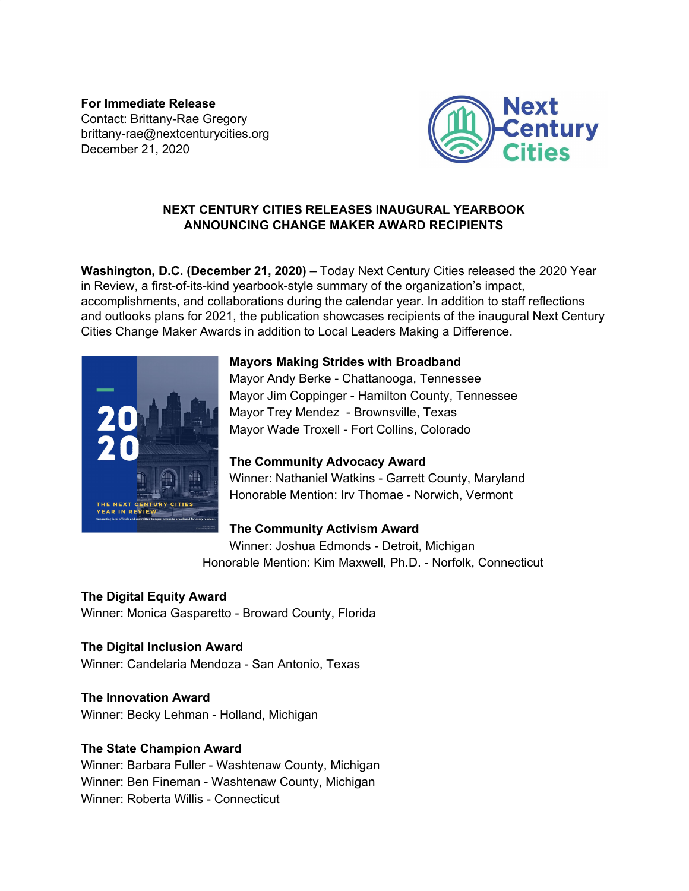**For Immediate Release**
Contact: Brittany-Rae Gregory
brittany-rae@nextcenturycities.org
December 21, 2020

## NEXT CENTURY CITIES RELEASES INAUGURAL YEARBOOK ANNOUNCING CHANGE MAKER AWARD RECIPIENTS

**Washington, D.C. (December 21, 2020)** – Today Next Century Cities released the 2020 Year in Review, a first-of-its-kind yearbook-style summary of the organization's impact, accomplishments, and collaborations during the calendar year. In addition to staff reflections and outlooks plans for 2021, the publication showcases recipients of the inaugural Next Century Cities Change Maker Awards in addition to Local Leaders Making a Difference.

**Mayors Making Strides with Broadband**
Mayor Andy Berke - Chattanooga, Tennessee
Mayor Jim Coppinger - Hamilton County, Tennessee
Mayor Trey Mendez - Brownsville, Texas
Mayor Wade Troxell - Fort Collins, Colorado

**The Community Advocacy Award**
Winner: Nathaniel Watkins - Garrett County, Maryland
Honorable Mention: Irv Thomae - Norwich, Vermont

**The Community Activism Award**
Winner: Joshua Edmonds - Detroit, Michigan
Honorable Mention: Kim Maxwell, Ph.D. - Norfolk, Connecticut

**The Digital Equity Award**
Winner: Monica Gasparetto - Broward County, Florida

**The Digital Inclusion Award**
Winner: Candelaria Mendoza - San Antonio, Texas

**The Innovation Award**
Winner: Becky Lehman - Holland, Michigan

**The State Champion Award**
Winner: Barbara Fuller - Washtenaw County, Michigan
Winner: Ben Fineman - Washtenaw County, Michigan
Winner: Roberta Willis - Connecticut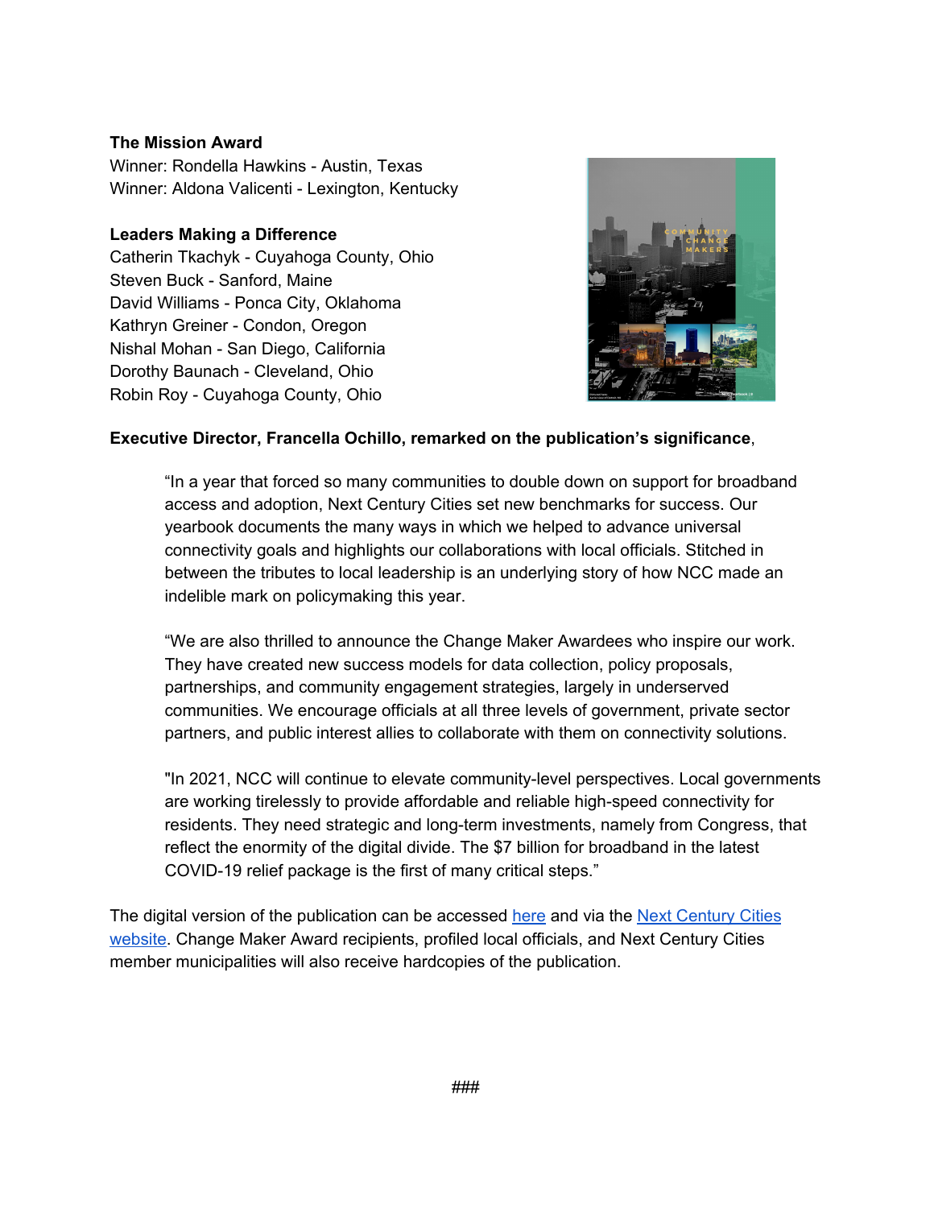**The Mission Award**
Winner: Rondella Hawkins - Austin, Texas
Winner: Aldona Valicenti - Lexington, Kentucky

**Leaders Making a Difference**
Catherin Tkachyk - Cuyahoga County, Ohio
Steven Buck - Sanford, Maine
David Williams - Ponca City, Oklahoma
Kathryn Greiner - Condon, Oregon
Nishal Mohan - San Diego, California
Dorothy Baunach - Cleveland, Ohio
Robin Roy - Cuyahoga County, Ohio

**Executive Director, Francella Ochillo, remarked on the publication's significance**,

> "In a year that forced so many communities to double down on support for broadband access and adoption, Next Century Cities set new benchmarks for success. Our yearbook documents the many ways in which we helped to advance universal connectivity goals and highlights our collaborations with local officials. Stitched in between the tributes to local leadership is an underlying story of how NCC made an indelible mark on policymaking this year.
>
> "We are also thrilled to announce the Change Maker Awardees who inspire our work. They have created new success models for data collection, policy proposals, partnerships, and community engagement strategies, largely in underserved communities. We encourage officials at all three levels of government, private sector partners, and public interest allies to collaborate with them on connectivity solutions.
>
> "In 2021, NCC will continue to elevate community-level perspectives. Local governments are working tirelessly to provide affordable and reliable high-speed connectivity for residents. They need strategic and long-term investments, namely from Congress, that reflect the enormity of the digital divide. The $7 billion for broadband in the latest COVID-19 relief package is the first of many critical steps."

The digital version of the publication can be accessed here and via the Next Century Cities website. Change Maker Award recipients, profiled local officials, and Next Century Cities member municipalities will also receive hardcopies of the publication.

###